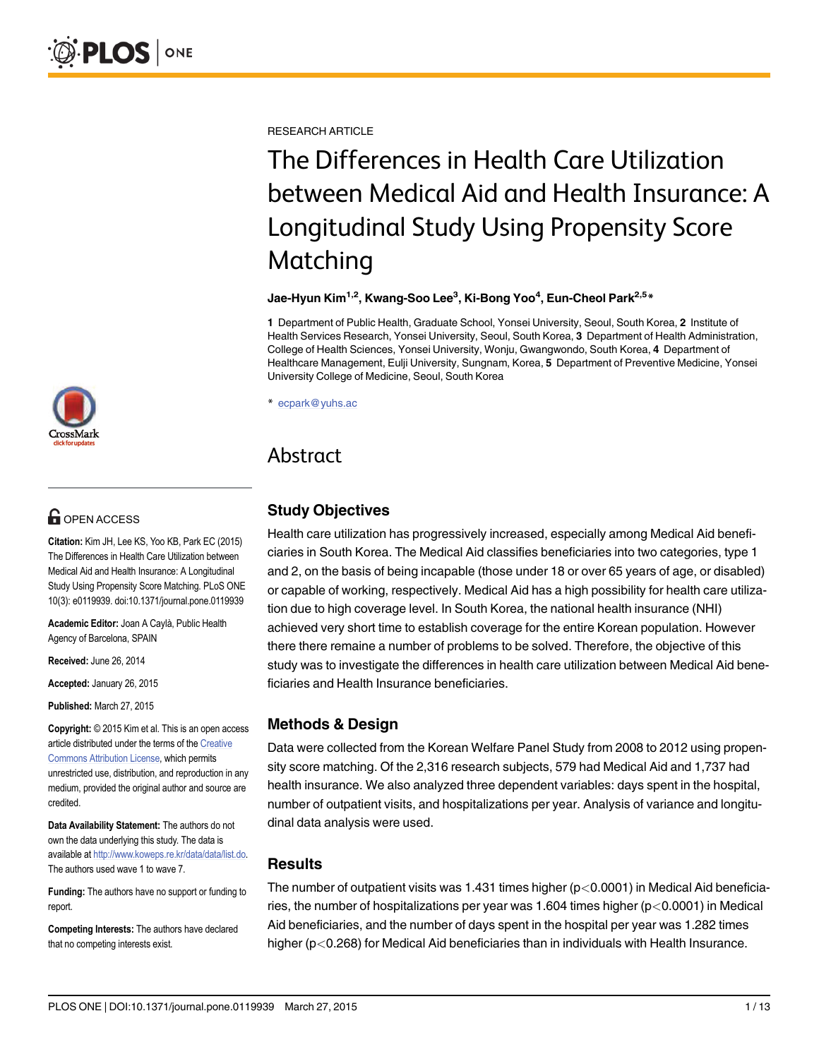RESEARCH ARTICLE

# The Differences in Health Care Utilization between Medical Aid and Health Insurance: A Longitudinal Study Using Propensity Score Matching

**Jae-Hyun Kim[1,2], Kwang-Soo Lee[3], Ki-Bong Yoo[4], Eun-Cheol Park[2,5]***

**1** Department of Public Health, Graduate School, Yonsei University, Seoul, South Korea, **2** Institute of Health Services Research, Yonsei University, Seoul, South Korea, **3** Department of Health Administration, College of Health Sciences, Yonsei University, Wonju, Gwangwondo, South Korea, **4** Department of Healthcare Management, Eulji University, Sungnam, Korea, **5** Department of Preventive Medicine, Yonsei University College of Medicine, Seoul, South Korea

* ecpark@yuhs.ac

OPEN ACCESS

**Citation:** Kim JH, Lee KS, Yoo KB, Park EC (2015) The Differences in Health Care Utilization between Medical Aid and Health Insurance: A Longitudinal Study Using Propensity Score Matching. PLoS ONE 10(3): e0119939. doi:10.1371/journal.pone.0119939

**Academic Editor:** Joan A Caylà, Public Health Agency of Barcelona, SPAIN

**Received:** June 26, 2014

**Accepted:** January 26, 2015

**Published:** March 27, 2015

**Copyright:** © 2015 Kim et al. This is an open access article distributed under the terms of the Creative Commons Attribution License, which permits unrestricted use, distribution, and reproduction in any medium, provided the original author and source are credited.

**Data Availability Statement:** The authors do not own the data underlying this study. The data is available at http://www.koweps.re.kr/data/data/list.do. The authors used wave 1 to wave 7.

**Funding:** The authors have no support or funding to report.

**Competing Interests:** The authors have declared that no competing interests exist.

## Abstract

### Study Objectives

Health care utilization has progressively increased, especially among Medical Aid beneficiaries in South Korea. The Medical Aid classifies beneficiaries into two categories, type 1 and 2, on the basis of being incapable (those under 18 or over 65 years of age, or disabled) or capable of working, respectively. Medical Aid has a high possibility for health care utilization due to high coverage level. In South Korea, the national health insurance (NHI) achieved very short time to establish coverage for the entire Korean population. However there there remaine a number of problems to be solved. Therefore, the objective of this study was to investigate the differences in health care utilization between Medical Aid beneficiaries and Health Insurance beneficiaries.

### Methods & Design

Data were collected from the Korean Welfare Panel Study from 2008 to 2012 using propensity score matching. Of the 2,316 research subjects, 579 had Medical Aid and 1,737 had health insurance. We also analyzed three dependent variables: days spent in the hospital, number of outpatient visits, and hospitalizations per year. Analysis of variance and longitudinal data analysis were used.

### Results

The number of outpatient visits was 1.431 times higher ($p<0.0001$) in Medical Aid beneficiaries, the number of hospitalizations per year was 1.604 times higher ($p<0.0001$) in Medical Aid beneficiaries, and the number of days spent in the hospital per year was 1.282 times higher ($p<0.268$) for Medical Aid beneficiaries than in individuals with Health Insurance.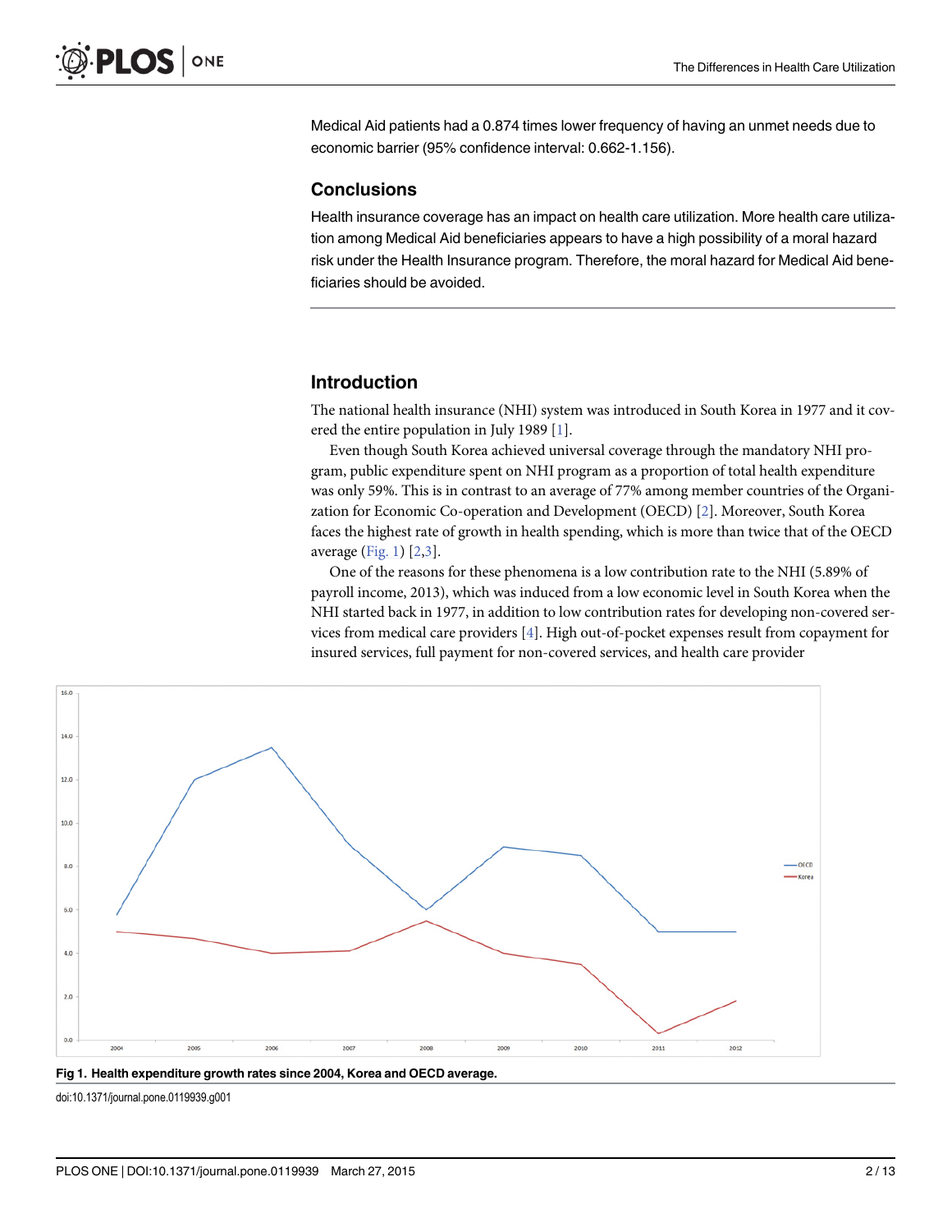Medical Aid patients had a 0.874 times lower frequency of having an unmet needs due to economic barrier (95% confidence interval: 0.662-1.156).

## Conclusions

Health insurance coverage has an impact on health care utilization. More health care utilization among Medical Aid beneficiaries appears to have a high possibility of a moral hazard risk under the Health Insurance program. Therefore, the moral hazard for Medical Aid beneficiaries should be avoided.

## Introduction

The national health insurance (NHI) system was introduced in South Korea in 1977 and it covered the entire population in July 1989 [1].

Even though South Korea achieved universal coverage through the mandatory NHI program, public expenditure spent on NHI program as a proportion of total health expenditure was only 59%. This is in contrast to an average of 77% among member countries of the Organization for Economic Co-operation and Development (OECD) [2]. Moreover, South Korea faces the highest rate of growth in health spending, which is more than twice that of the OECD average (Fig. 1) [2,3].

One of the reasons for these phenomena is a low contribution rate to the NHI (5.89% of payroll income, 2013), which was induced from a low economic level in South Korea when the NHI started back in 1977, in addition to low contribution rates for developing non-covered services from medical care providers [4]. High out-of-pocket expenses result from copayment for insured services, full payment for non-covered services, and health care provider

**Fig 1. Health expenditure growth rates since 2004, Korea and OECD average.**

doi:10.1371/journal.pone.0119939.g001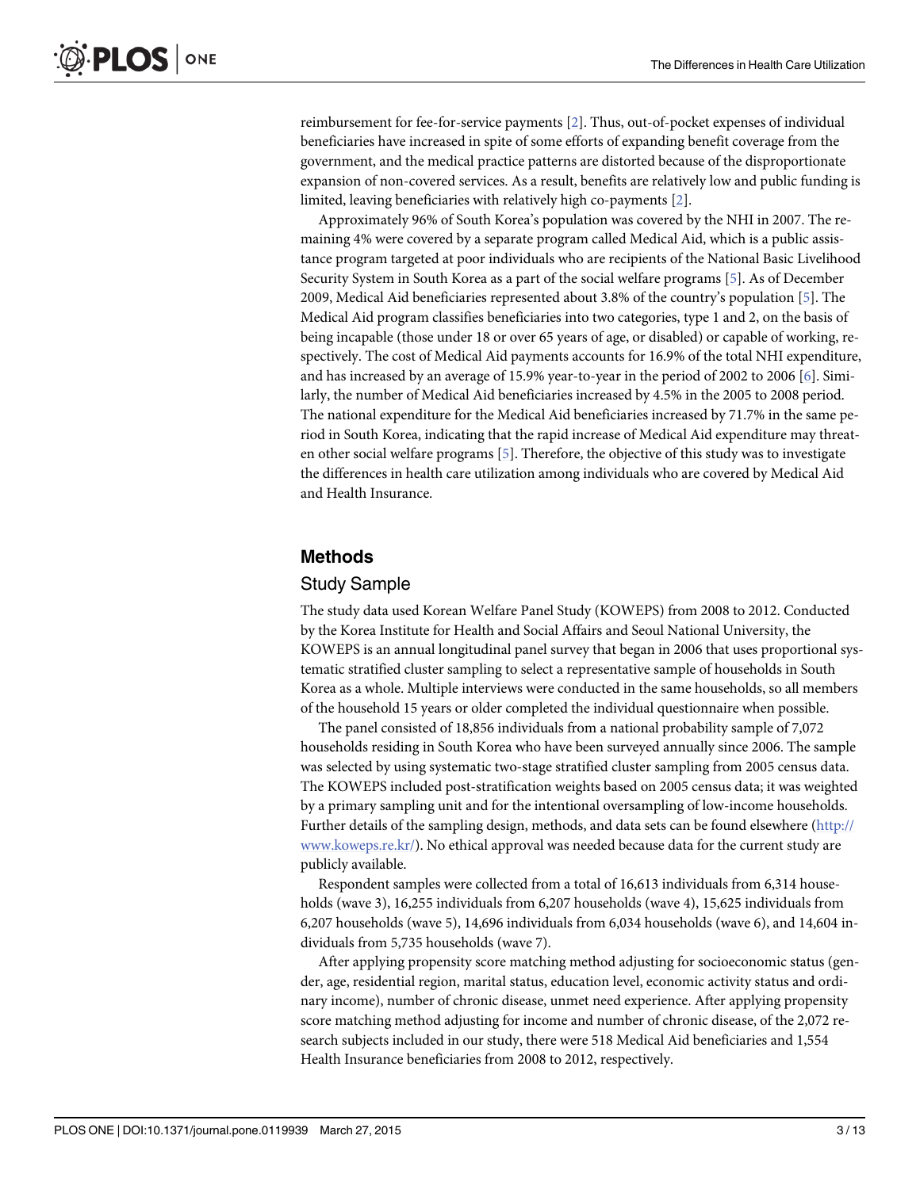reimbursement for fee-for-service payments [2]. Thus, out-of-pocket expenses of individual beneficiaries have increased in spite of some efforts of expanding benefit coverage from the government, and the medical practice patterns are distorted because of the disproportionate expansion of non-covered services. As a result, benefits are relatively low and public funding is limited, leaving beneficiaries with relatively high co-payments [2].

Approximately 96% of South Korea's population was covered by the NHI in 2007. The remaining 4% were covered by a separate program called Medical Aid, which is a public assistance program targeted at poor individuals who are recipients of the National Basic Livelihood Security System in South Korea as a part of the social welfare programs [5]. As of December 2009, Medical Aid beneficiaries represented about 3.8% of the country's population [5]. The Medical Aid program classifies beneficiaries into two categories, type 1 and 2, on the basis of being incapable (those under 18 or over 65 years of age, or disabled) or capable of working, respectively. The cost of Medical Aid payments accounts for 16.9% of the total NHI expenditure, and has increased by an average of 15.9% year-to-year in the period of 2002 to 2006 [6]. Similarly, the number of Medical Aid beneficiaries increased by 4.5% in the 2005 to 2008 period. The national expenditure for the Medical Aid beneficiaries increased by 71.7% in the same period in South Korea, indicating that the rapid increase of Medical Aid expenditure may threaten other social welfare programs [5]. Therefore, the objective of this study was to investigate the differences in health care utilization among individuals who are covered by Medical Aid and Health Insurance.

## Methods

### Study Sample

The study data used Korean Welfare Panel Study (KOWEPS) from 2008 to 2012. Conducted by the Korea Institute for Health and Social Affairs and Seoul National University, the KOWEPS is an annual longitudinal panel survey that began in 2006 that uses proportional systematic stratified cluster sampling to select a representative sample of households in South Korea as a whole. Multiple interviews were conducted in the same households, so all members of the household 15 years or older completed the individual questionnaire when possible.

The panel consisted of 18,856 individuals from a national probability sample of 7,072 households residing in South Korea who have been surveyed annually since 2006. The sample was selected by using systematic two-stage stratified cluster sampling from 2005 census data. The KOWEPS included post-stratification weights based on 2005 census data; it was weighted by a primary sampling unit and for the intentional oversampling of low-income households. Further details of the sampling design, methods, and data sets can be found elsewhere (http://www.koweps.re.kr/). No ethical approval was needed because data for the current study are publicly available.

Respondent samples were collected from a total of 16,613 individuals from 6,314 households (wave 3), 16,255 individuals from 6,207 households (wave 4), 15,625 individuals from 6,207 households (wave 5), 14,696 individuals from 6,034 households (wave 6), and 14,604 individuals from 5,735 households (wave 7).

After applying propensity score matching method adjusting for socioeconomic status (gender, age, residential region, marital status, education level, economic activity status and ordinary income), number of chronic disease, unmet need experience. After applying propensity score matching method adjusting for income and number of chronic disease, of the 2,072 research subjects included in our study, there were 518 Medical Aid beneficiaries and 1,554 Health Insurance beneficiaries from 2008 to 2012, respectively.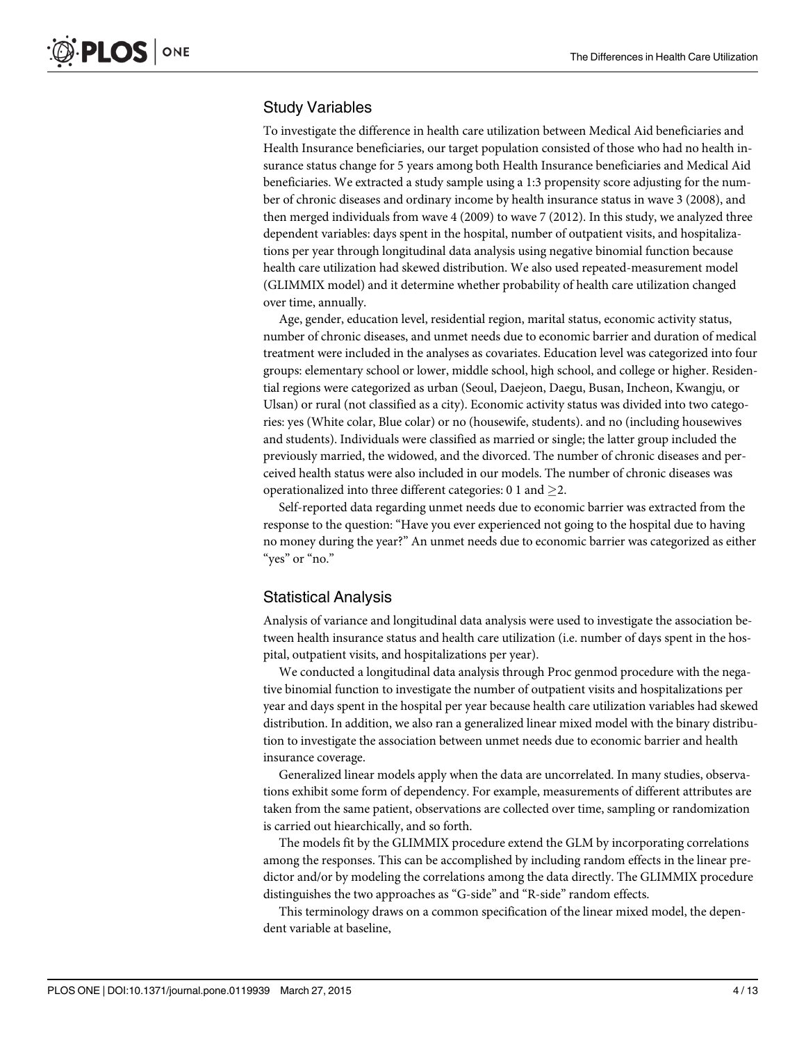## Study Variables

To investigate the difference in health care utilization between Medical Aid beneficiaries and Health Insurance beneficiaries, our target population consisted of those who had no health insurance status change for 5 years among both Health Insurance beneficiaries and Medical Aid beneficiaries. We extracted a study sample using a 1:3 propensity score adjusting for the number of chronic diseases and ordinary income by health insurance status in wave 3 (2008), and then merged individuals from wave 4 (2009) to wave 7 (2012). In this study, we analyzed three dependent variables: days spent in the hospital, number of outpatient visits, and hospitalizations per year through longitudinal data analysis using negative binomial function because health care utilization had skewed distribution. We also used repeated-measurement model (GLIMMIX model) and it determine whether probability of health care utilization changed over time, annually.

Age, gender, education level, residential region, marital status, economic activity status, number of chronic diseases, and unmet needs due to economic barrier and duration of medical treatment were included in the analyses as covariates. Education level was categorized into four groups: elementary school or lower, middle school, high school, and college or higher. Residential regions were categorized as urban (Seoul, Daejeon, Daegu, Busan, Incheon, Kwangju, or Ulsan) or rural (not classified as a city). Economic activity status was divided into two categories: yes (White colar, Blue colar) or no (housewife, students). and no (including housewives and students). Individuals were classified as married or single; the latter group included the previously married, the widowed, and the divorced. The number of chronic diseases and perceived health status were also included in our models. The number of chronic diseases was operationalized into three different categories: 0 1 and $\geq$2.

Self-reported data regarding unmet needs due to economic barrier was extracted from the response to the question: "Have you ever experienced not going to the hospital due to having no money during the year?" An unmet needs due to economic barrier was categorized as either "yes" or "no."

## Statistical Analysis

Analysis of variance and longitudinal data analysis were used to investigate the association between health insurance status and health care utilization (i.e. number of days spent in the hospital, outpatient visits, and hospitalizations per year).

We conducted a longitudinal data analysis through Proc genmod procedure with the negative binomial function to investigate the number of outpatient visits and hospitalizations per year and days spent in the hospital per year because health care utilization variables had skewed distribution. In addition, we also ran a generalized linear mixed model with the binary distribution to investigate the association between unmet needs due to economic barrier and health insurance coverage.

Generalized linear models apply when the data are uncorrelated. In many studies, observations exhibit some form of dependency. For example, measurements of different attributes are taken from the same patient, observations are collected over time, sampling or randomization is carried out hiearchically, and so forth.

The models fit by the GLIMMIX procedure extend the GLM by incorporating correlations among the responses. This can be accomplished by including random effects in the linear predictor and/or by modeling the correlations among the data directly. The GLIMMIX procedure distinguishes the two approaches as "G-side" and "R-side" random effects.

This terminology draws on a common specification of the linear mixed model, the dependent variable at baseline,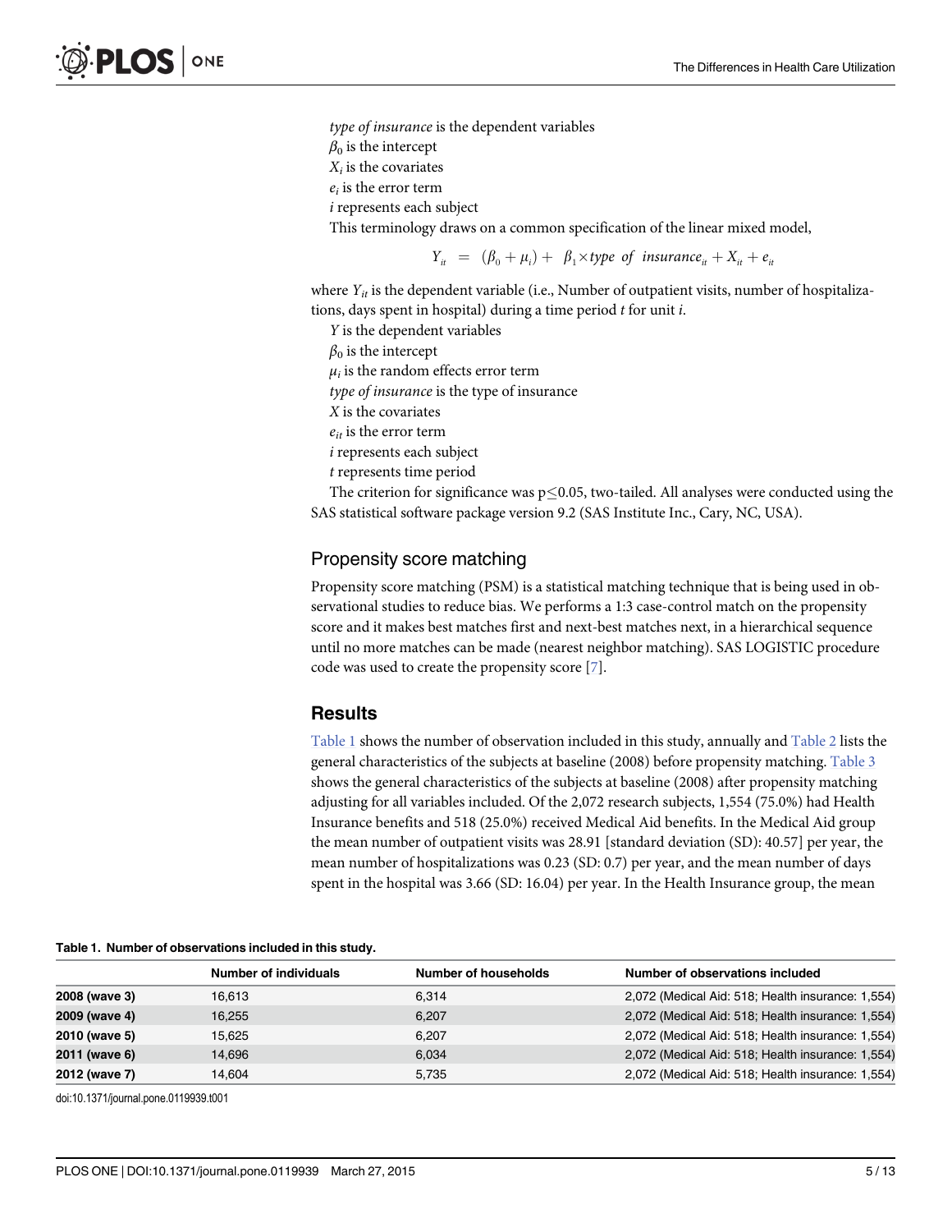*type of insurance* is the dependent variables

$\beta_0$ is the intercept

$X_i$ is the covariates

$e_i$ is the error term

*i* represents each subject

This terminology draws on a common specification of the linear mixed model,

$$Y_{it} = (\beta_0 + \mu_i) + \beta_1 \times type\ of\ insurance_{it} + X_{it} + e_{it}$$

where $Y_{it}$ is the dependent variable (i.e., Number of outpatient visits, number of hospitalizations, days spent in hospital) during a time period *t* for unit *i*.

*Y* is the dependent variables

$\beta_0$ is the intercept

$\mu_i$ is the random effects error term

*type of insurance* is the type of insurance

*X* is the covariates

$e_{it}$ is the error term

*i* represents each subject

*t* represents time period

The criterion for significance was $p \leq 0.05$, two-tailed. All analyses were conducted using the SAS statistical software package version 9.2 (SAS Institute Inc., Cary, NC, USA).

## Propensity score matching

Propensity score matching (PSM) is a statistical matching technique that is being used in observational studies to reduce bias. We performs a 1:3 case-control match on the propensity score and it makes best matches first and next-best matches next, in a hierarchical sequence until no more matches can be made (nearest neighbor matching). SAS LOGISTIC procedure code was used to create the propensity score [7].

# Results

Table 1 shows the number of observation included in this study, annually and Table 2 lists the general characteristics of the subjects at baseline (2008) before propensity matching. Table 3 shows the general characteristics of the subjects at baseline (2008) after propensity matching adjusting for all variables included. Of the 2,072 research subjects, 1,554 (75.0%) had Health Insurance benefits and 518 (25.0%) received Medical Aid benefits. In the Medical Aid group the mean number of outpatient visits was 28.91 [standard deviation (SD): 40.57] per year, the mean number of hospitalizations was 0.23 (SD: 0.7) per year, and the mean number of days spent in the hospital was 3.66 (SD: 16.04) per year. In the Health Insurance group, the mean

**Table 1. Number of observations included in this study.**

| | Number of individuals | Number of households | Number of observations included |
|---|---|---|---|
| **2008 (wave 3)** | 16,613 | 6,314 | 2,072 (Medical Aid: 518; Health insurance: 1,554) |
| **2009 (wave 4)** | 16,255 | 6,207 | 2,072 (Medical Aid: 518; Health insurance: 1,554) |
| **2010 (wave 5)** | 15,625 | 6,207 | 2,072 (Medical Aid: 518; Health insurance: 1,554) |
| **2011 (wave 6)** | 14,696 | 6,034 | 2,072 (Medical Aid: 518; Health insurance: 1,554) |
| **2012 (wave 7)** | 14,604 | 5,735 | 2,072 (Medical Aid: 518; Health insurance: 1,554) |

doi:10.1371/journal.pone.0119939.t001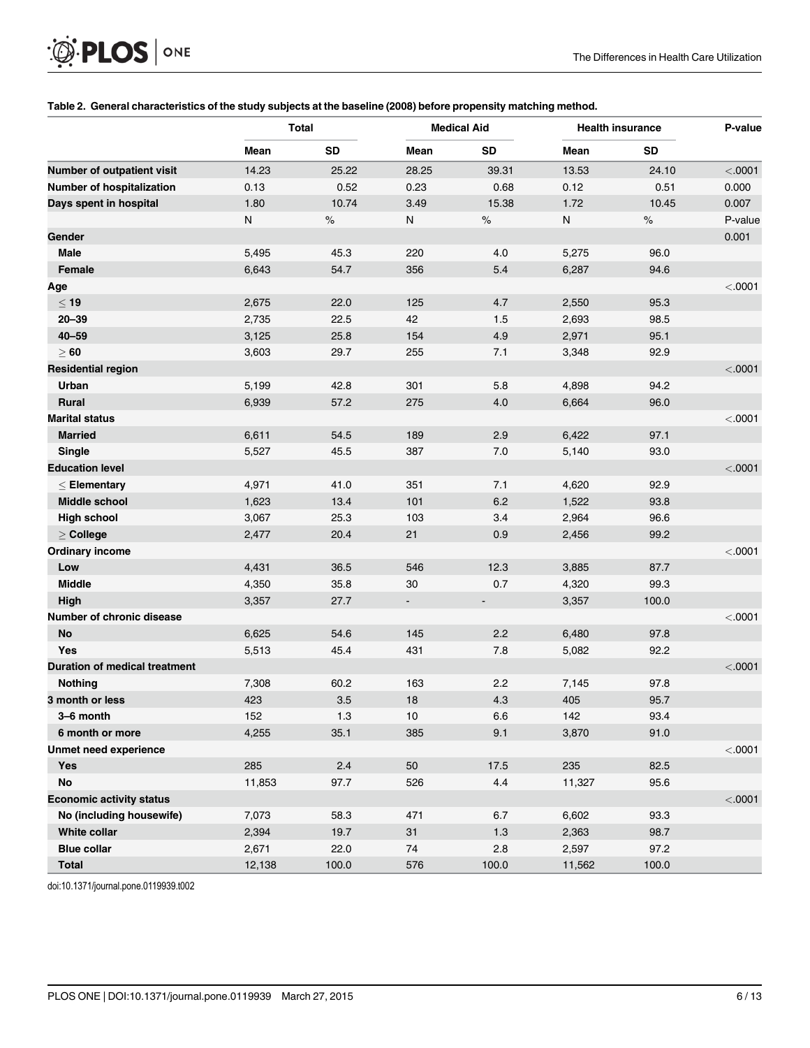**Table 2. General characteristics of the study subjects at the baseline (2008) before propensity matching method.**

| | Total | | Medical Aid | | Health insurance | | P-value |
|---|---|---|---|---|---|---|---|
| | Mean | SD | Mean | SD | Mean | SD | |
| **Number of outpatient visit** | 14.23 | 25.22 | 28.25 | 39.31 | 13.53 | 24.10 | <.0001 |
| **Number of hospitalization** | 0.13 | 0.52 | 0.23 | 0.68 | 0.12 | 0.51 | 0.000 |
| **Days spent in hospital** | 1.80 | 10.74 | 3.49 | 15.38 | 1.72 | 10.45 | 0.007 |
| | N | % | N | % | N | % | P-value |
| **Gender** | | | | | | | 0.001 |
| **Male** | 5,495 | 45.3 | 220 | 4.0 | 5,275 | 96.0 | |
| **Female** | 6,643 | 54.7 | 356 | 5.4 | 6,287 | 94.6 | |
| **Age** | | | | | | | <.0001 |
| **≤ 19** | 2,675 | 22.0 | 125 | 4.7 | 2,550 | 95.3 | |
| **20–39** | 2,735 | 22.5 | 42 | 1.5 | 2,693 | 98.5 | |
| **40–59** | 3,125 | 25.8 | 154 | 4.9 | 2,971 | 95.1 | |
| **≥ 60** | 3,603 | 29.7 | 255 | 7.1 | 3,348 | 92.9 | |
| **Residential region** | | | | | | | <.0001 |
| **Urban** | 5,199 | 42.8 | 301 | 5.8 | 4,898 | 94.2 | |
| **Rural** | 6,939 | 57.2 | 275 | 4.0 | 6,664 | 96.0 | |
| **Marital status** | | | | | | | <.0001 |
| **Married** | 6,611 | 54.5 | 189 | 2.9 | 6,422 | 97.1 | |
| **Single** | 5,527 | 45.5 | 387 | 7.0 | 5,140 | 93.0 | |
| **Education level** | | | | | | | <.0001 |
| **≤ Elementary** | 4,971 | 41.0 | 351 | 7.1 | 4,620 | 92.9 | |
| **Middle school** | 1,623 | 13.4 | 101 | 6.2 | 1,522 | 93.8 | |
| **High school** | 3,067 | 25.3 | 103 | 3.4 | 2,964 | 96.6 | |
| **≥ College** | 2,477 | 20.4 | 21 | 0.9 | 2,456 | 99.2 | |
| **Ordinary income** | | | | | | | <.0001 |
| **Low** | 4,431 | 36.5 | 546 | 12.3 | 3,885 | 87.7 | |
| **Middle** | 4,350 | 35.8 | 30 | 0.7 | 4,320 | 99.3 | |
| **High** | 3,357 | 27.7 | - | - | 3,357 | 100.0 | |
| **Number of chronic disease** | | | | | | | <.0001 |
| **No** | 6,625 | 54.6 | 145 | 2.2 | 6,480 | 97.8 | |
| **Yes** | 5,513 | 45.4 | 431 | 7.8 | 5,082 | 92.2 | |
| **Duration of medical treatment** | | | | | | | <.0001 |
| **Nothing** | 7,308 | 60.2 | 163 | 2.2 | 7,145 | 97.8 | |
| **3 month or less** | 423 | 3.5 | 18 | 4.3 | 405 | 95.7 | |
| **3–6 month** | 152 | 1.3 | 10 | 6.6 | 142 | 93.4 | |
| **6 month or more** | 4,255 | 35.1 | 385 | 9.1 | 3,870 | 91.0 | |
| **Unmet need experience** | | | | | | | <.0001 |
| **Yes** | 285 | 2.4 | 50 | 17.5 | 235 | 82.5 | |
| **No** | 11,853 | 97.7 | 526 | 4.4 | 11,327 | 95.6 | |
| **Economic activity status** | | | | | | | <.0001 |
| **No (including housewife)** | 7,073 | 58.3 | 471 | 6.7 | 6,602 | 93.3 | |
| **White collar** | 2,394 | 19.7 | 31 | 1.3 | 2,363 | 98.7 | |
| **Blue collar** | 2,671 | 22.0 | 74 | 2.8 | 2,597 | 97.2 | |
| **Total** | 12,138 | 100.0 | 576 | 100.0 | 11,562 | 100.0 | |

doi:10.1371/journal.pone.0119939.t002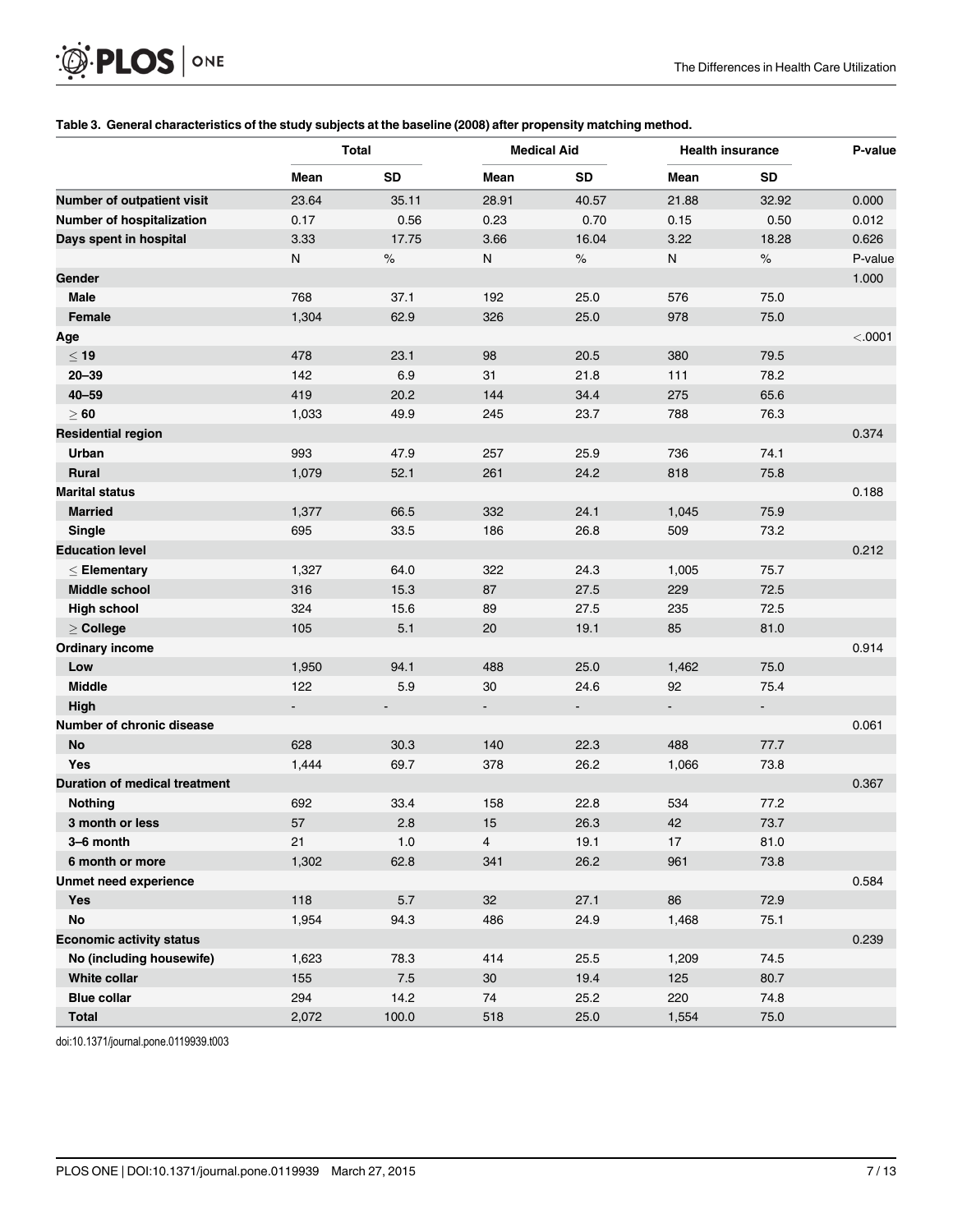**Table 3. General characteristics of the study subjects at the baseline (2008) after propensity matching method.**

| | Total | | Medical Aid | | Health insurance | | P-value |
|---|---|---|---|---|---|---|---|
| | Mean | SD | Mean | SD | Mean | SD | |
| **Number of outpatient visit** | 23.64 | 35.11 | 28.91 | 40.57 | 21.88 | 32.92 | 0.000 |
| **Number of hospitalization** | 0.17 | 0.56 | 0.23 | 0.70 | 0.15 | 0.50 | 0.012 |
| **Days spent in hospital** | 3.33 | 17.75 | 3.66 | 16.04 | 3.22 | 18.28 | 0.626 |
| | N | % | N | % | N | % | P-value |
| **Gender** | | | | | | | 1.000 |
| **Male** | 768 | 37.1 | 192 | 25.0 | 576 | 75.0 | |
| **Female** | 1,304 | 62.9 | 326 | 25.0 | 978 | 75.0 | |
| **Age** | | | | | | | <.0001 |
| **≤ 19** | 478 | 23.1 | 98 | 20.5 | 380 | 79.5 | |
| **20–39** | 142 | 6.9 | 31 | 21.8 | 111 | 78.2 | |
| **40–59** | 419 | 20.2 | 144 | 34.4 | 275 | 65.6 | |
| **≥ 60** | 1,033 | 49.9 | 245 | 23.7 | 788 | 76.3 | |
| **Residential region** | | | | | | | 0.374 |
| **Urban** | 993 | 47.9 | 257 | 25.9 | 736 | 74.1 | |
| **Rural** | 1,079 | 52.1 | 261 | 24.2 | 818 | 75.8 | |
| **Marital status** | | | | | | | 0.188 |
| **Married** | 1,377 | 66.5 | 332 | 24.1 | 1,045 | 75.9 | |
| **Single** | 695 | 33.5 | 186 | 26.8 | 509 | 73.2 | |
| **Education level** | | | | | | | 0.212 |
| **≤ Elementary** | 1,327 | 64.0 | 322 | 24.3 | 1,005 | 75.7 | |
| **Middle school** | 316 | 15.3 | 87 | 27.5 | 229 | 72.5 | |
| **High school** | 324 | 15.6 | 89 | 27.5 | 235 | 72.5 | |
| **≥ College** | 105 | 5.1 | 20 | 19.1 | 85 | 81.0 | |
| **Ordinary income** | | | | | | | 0.914 |
| **Low** | 1,950 | 94.1 | 488 | 25.0 | 1,462 | 75.0 | |
| **Middle** | 122 | 5.9 | 30 | 24.6 | 92 | 75.4 | |
| **High** | - | - | - | - | - | - | |
| **Number of chronic disease** | | | | | | | 0.061 |
| **No** | 628 | 30.3 | 140 | 22.3 | 488 | 77.7 | |
| **Yes** | 1,444 | 69.7 | 378 | 26.2 | 1,066 | 73.8 | |
| **Duration of medical treatment** | | | | | | | 0.367 |
| **Nothing** | 692 | 33.4 | 158 | 22.8 | 534 | 77.2 | |
| **3 month or less** | 57 | 2.8 | 15 | 26.3 | 42 | 73.7 | |
| **3–6 month** | 21 | 1.0 | 4 | 19.1 | 17 | 81.0 | |
| **6 month or more** | 1,302 | 62.8 | 341 | 26.2 | 961 | 73.8 | |
| **Unmet need experience** | | | | | | | 0.584 |
| **Yes** | 118 | 5.7 | 32 | 27.1 | 86 | 72.9 | |
| **No** | 1,954 | 94.3 | 486 | 24.9 | 1,468 | 75.1 | |
| **Economic activity status** | | | | | | | 0.239 |
| **No (including housewife)** | 1,623 | 78.3 | 414 | 25.5 | 1,209 | 74.5 | |
| **White collar** | 155 | 7.5 | 30 | 19.4 | 125 | 80.7 | |
| **Blue collar** | 294 | 14.2 | 74 | 25.2 | 220 | 74.8 | |
| **Total** | 2,072 | 100.0 | 518 | 25.0 | 1,554 | 75.0 | |

doi:10.1371/journal.pone.0119939.t003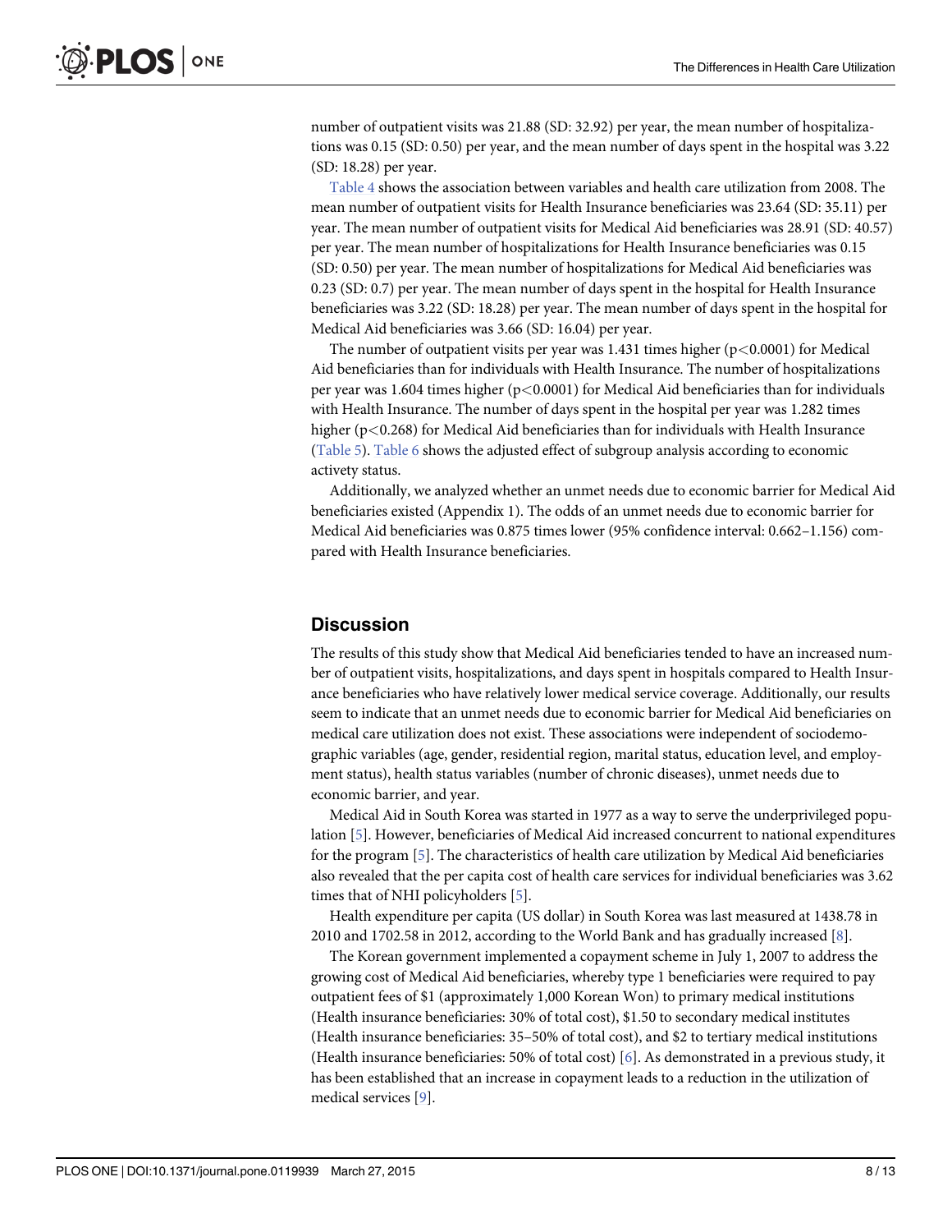number of outpatient visits was 21.88 (SD: 32.92) per year, the mean number of hospitalizations was 0.15 (SD: 0.50) per year, and the mean number of days spent in the hospital was 3.22 (SD: 18.28) per year.

Table 4 shows the association between variables and health care utilization from 2008. The mean number of outpatient visits for Health Insurance beneficiaries was 23.64 (SD: 35.11) per year. The mean number of outpatient visits for Medical Aid beneficiaries was 28.91 (SD: 40.57) per year. The mean number of hospitalizations for Health Insurance beneficiaries was 0.15 (SD: 0.50) per year. The mean number of hospitalizations for Medical Aid beneficiaries was 0.23 (SD: 0.7) per year. The mean number of days spent in the hospital for Health Insurance beneficiaries was 3.22 (SD: 18.28) per year. The mean number of days spent in the hospital for Medical Aid beneficiaries was 3.66 (SD: 16.04) per year.

The number of outpatient visits per year was 1.431 times higher ($p<0.0001$) for Medical Aid beneficiaries than for individuals with Health Insurance. The number of hospitalizations per year was 1.604 times higher ($p<0.0001$) for Medical Aid beneficiaries than for individuals with Health Insurance. The number of days spent in the hospital per year was 1.282 times higher ($p<0.268$) for Medical Aid beneficiaries than for individuals with Health Insurance (Table 5). Table 6 shows the adjusted effect of subgroup analysis according to economic activety status.

Additionally, we analyzed whether an unmet needs due to economic barrier for Medical Aid beneficiaries existed (Appendix 1). The odds of an unmet needs due to economic barrier for Medical Aid beneficiaries was 0.875 times lower (95% confidence interval: 0.662–1.156) compared with Health Insurance beneficiaries.

## Discussion

The results of this study show that Medical Aid beneficiaries tended to have an increased number of outpatient visits, hospitalizations, and days spent in hospitals compared to Health Insurance beneficiaries who have relatively lower medical service coverage. Additionally, our results seem to indicate that an unmet needs due to economic barrier for Medical Aid beneficiaries on medical care utilization does not exist. These associations were independent of sociodemographic variables (age, gender, residential region, marital status, education level, and employment status), health status variables (number of chronic diseases), unmet needs due to economic barrier, and year.

Medical Aid in South Korea was started in 1977 as a way to serve the underprivileged population [5]. However, beneficiaries of Medical Aid increased concurrent to national expenditures for the program [5]. The characteristics of health care utilization by Medical Aid beneficiaries also revealed that the per capita cost of health care services for individual beneficiaries was 3.62 times that of NHI policyholders [5].

Health expenditure per capita (US dollar) in South Korea was last measured at 1438.78 in 2010 and 1702.58 in 2012, according to the World Bank and has gradually increased [8].

The Korean government implemented a copayment scheme in July 1, 2007 to address the growing cost of Medical Aid beneficiaries, whereby type 1 beneficiaries were required to pay outpatient fees of $1 (approximately 1,000 Korean Won) to primary medical institutions (Health insurance beneficiaries: 30% of total cost), $1.50 to secondary medical institutes (Health insurance beneficiaries: 35–50% of total cost), and $2 to tertiary medical institutions (Health insurance beneficiaries: 50% of total cost) [6]. As demonstrated in a previous study, it has been established that an increase in copayment leads to a reduction in the utilization of medical services [9].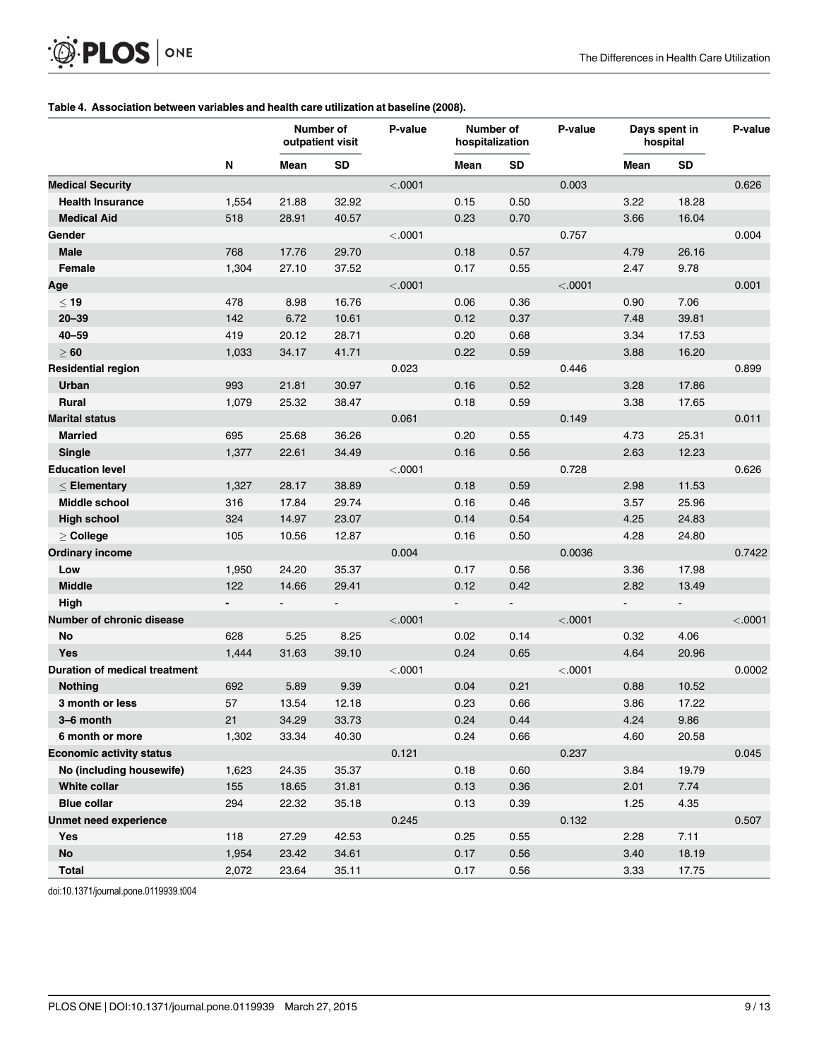**Table 4. Association between variables and health care utilization at baseline (2008).**

| | | Number of outpatient visit | | P-value | Number of hospitalization | | P-value | Days spent in hospital | | P-value |
|---|---|---|---|---|---|---|---|---|---|---|
| | N | Mean | SD | | Mean | SD | | Mean | SD | |
| **Medical Security** | | | | <.0001 | | | 0.003 | | | 0.626 |
| **Health Insurance** | 1,554 | 21.88 | 32.92 | | 0.15 | 0.50 | | 3.22 | 18.28 | |
| **Medical Aid** | 518 | 28.91 | 40.57 | | 0.23 | 0.70 | | 3.66 | 16.04 | |
| **Gender** | | | | <.0001 | | | 0.757 | | | 0.004 |
| **Male** | 768 | 17.76 | 29.70 | | 0.18 | 0.57 | | 4.79 | 26.16 | |
| **Female** | 1,304 | 27.10 | 37.52 | | 0.17 | 0.55 | | 2.47 | 9.78 | |
| **Age** | | | | <.0001 | | | <.0001 | | | 0.001 |
| **≤ 19** | 478 | 8.98 | 16.76 | | 0.06 | 0.36 | | 0.90 | 7.06 | |
| **20–39** | 142 | 6.72 | 10.61 | | 0.12 | 0.37 | | 7.48 | 39.81 | |
| **40–59** | 419 | 20.12 | 28.71 | | 0.20 | 0.68 | | 3.34 | 17.53 | |
| **≥ 60** | 1,033 | 34.17 | 41.71 | | 0.22 | 0.59 | | 3.88 | 16.20 | |
| **Residential region** | | | | 0.023 | | | 0.446 | | | 0.899 |
| **Urban** | 993 | 21.81 | 30.97 | | 0.16 | 0.52 | | 3.28 | 17.86 | |
| **Rural** | 1,079 | 25.32 | 38.47 | | 0.18 | 0.59 | | 3.38 | 17.65 | |
| **Marital status** | | | | 0.061 | | | 0.149 | | | 0.011 |
| **Married** | 695 | 25.68 | 36.26 | | 0.20 | 0.55 | | 4.73 | 25.31 | |
| **Single** | 1,377 | 22.61 | 34.49 | | 0.16 | 0.56 | | 2.63 | 12.23 | |
| **Education level** | | | | <.0001 | | | 0.728 | | | 0.626 |
| **≤ Elementary** | 1,327 | 28.17 | 38.89 | | 0.18 | 0.59 | | 2.98 | 11.53 | |
| **Middle school** | 316 | 17.84 | 29.74 | | 0.16 | 0.46 | | 3.57 | 25.96 | |
| **High school** | 324 | 14.97 | 23.07 | | 0.14 | 0.54 | | 4.25 | 24.83 | |
| **≥ College** | 105 | 10.56 | 12.87 | | 0.16 | 0.50 | | 4.28 | 24.80 | |
| **Ordinary income** | | | | 0.004 | | | 0.0036 | | | 0.7422 |
| **Low** | 1,950 | 24.20 | 35.37 | | 0.17 | 0.56 | | 3.36 | 17.98 | |
| **Middle** | 122 | 14.66 | 29.41 | | 0.12 | 0.42 | | 2.82 | 13.49 | |
| **High** | - | - | - | | - | - | | - | - | |
| **Number of chronic disease** | | | | <.0001 | | | <.0001 | | | <.0001 |
| **No** | 628 | 5.25 | 8.25 | | 0.02 | 0.14 | | 0.32 | 4.06 | |
| **Yes** | 1,444 | 31.63 | 39.10 | | 0.24 | 0.65 | | 4.64 | 20.96 | |
| **Duration of medical treatment** | | | | <.0001 | | | <.0001 | | | 0.0002 |
| **Nothing** | 692 | 5.89 | 9.39 | | 0.04 | 0.21 | | 0.88 | 10.52 | |
| **3 month or less** | 57 | 13.54 | 12.18 | | 0.23 | 0.66 | | 3.86 | 17.22 | |
| **3–6 month** | 21 | 34.29 | 33.73 | | 0.24 | 0.44 | | 4.24 | 9.86 | |
| **6 month or more** | 1,302 | 33.34 | 40.30 | | 0.24 | 0.66 | | 4.60 | 20.58 | |
| **Economic activity status** | | | | 0.121 | | | 0.237 | | | 0.045 |
| **No (including housewife)** | 1,623 | 24.35 | 35.37 | | 0.18 | 0.60 | | 3.84 | 19.79 | |
| **White collar** | 155 | 18.65 | 31.81 | | 0.13 | 0.36 | | 2.01 | 7.74 | |
| **Blue collar** | 294 | 22.32 | 35.18 | | 0.13 | 0.39 | | 1.25 | 4.35 | |
| **Unmet need experience** | | | | 0.245 | | | 0.132 | | | 0.507 |
| **Yes** | 118 | 27.29 | 42.53 | | 0.25 | 0.55 | | 2.28 | 7.11 | |
| **No** | 1,954 | 23.42 | 34.61 | | 0.17 | 0.56 | | 3.40 | 18.19 | |
| **Total** | 2,072 | 23.64 | 35.11 | | 0.17 | 0.56 | | 3.33 | 17.75 | |

doi:10.1371/journal.pone.0119939.t004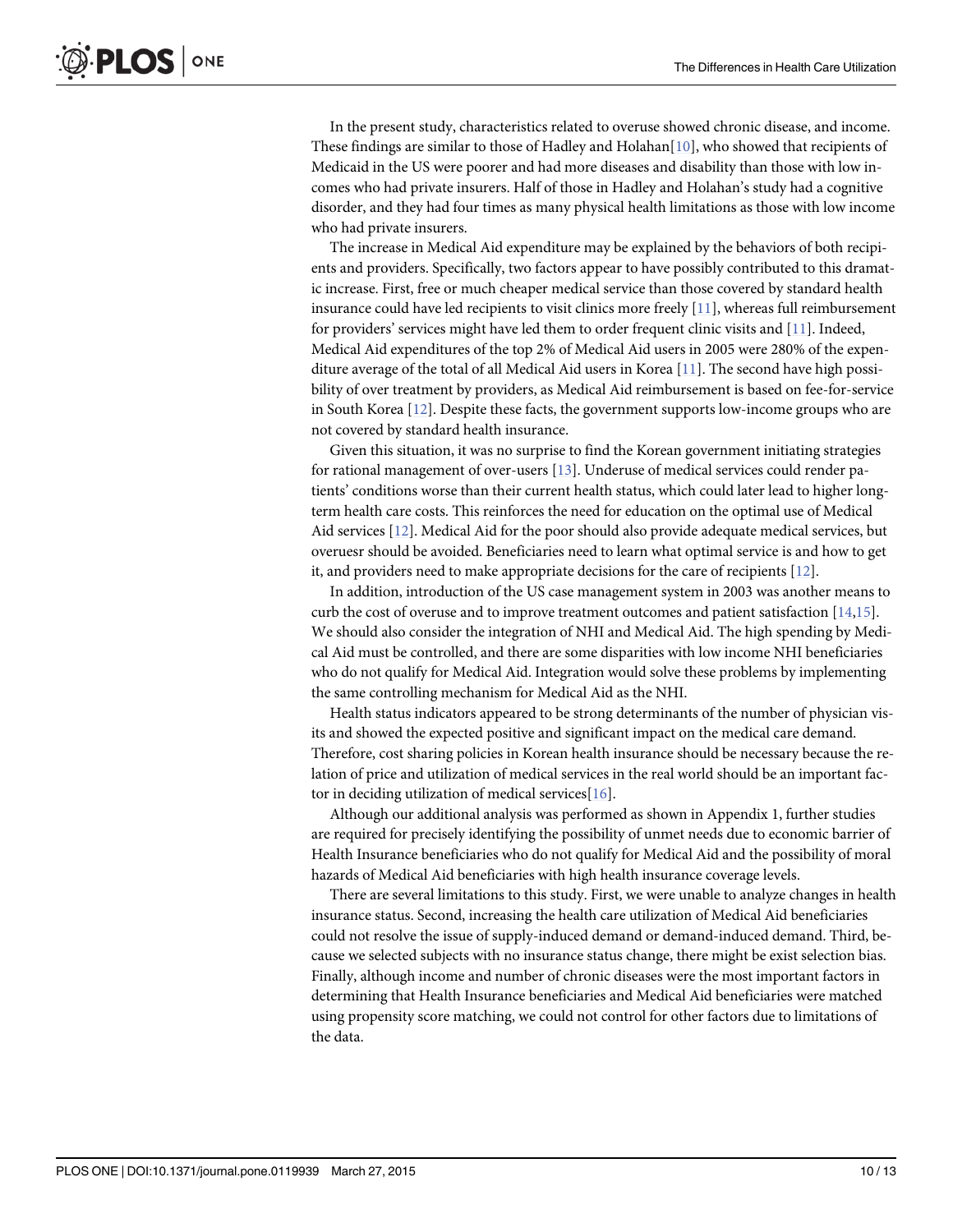In the present study, characteristics related to overuse showed chronic disease, and income. These findings are similar to those of Hadley and Holahan[10], who showed that recipients of Medicaid in the US were poorer and had more diseases and disability than those with low incomes who had private insurers. Half of those in Hadley and Holahan's study had a cognitive disorder, and they had four times as many physical health limitations as those with low income who had private insurers.

The increase in Medical Aid expenditure may be explained by the behaviors of both recipients and providers. Specifically, two factors appear to have possibly contributed to this dramatic increase. First, free or much cheaper medical service than those covered by standard health insurance could have led recipients to visit clinics more freely [11], whereas full reimbursement for providers' services might have led them to order frequent clinic visits and [11]. Indeed, Medical Aid expenditures of the top 2% of Medical Aid users in 2005 were 280% of the expenditure average of the total of all Medical Aid users in Korea [11]. The second have high possibility of over treatment by providers, as Medical Aid reimbursement is based on fee-for-service in South Korea [12]. Despite these facts, the government supports low-income groups who are not covered by standard health insurance.

Given this situation, it was no surprise to find the Korean government initiating strategies for rational management of over-users [13]. Underuse of medical services could render patients' conditions worse than their current health status, which could later lead to higher long-term health care costs. This reinforces the need for education on the optimal use of Medical Aid services [12]. Medical Aid for the poor should also provide adequate medical services, but overuesr should be avoided. Beneficiaries need to learn what optimal service is and how to get it, and providers need to make appropriate decisions for the care of recipients [12].

In addition, introduction of the US case management system in 2003 was another means to curb the cost of overuse and to improve treatment outcomes and patient satisfaction [14,15]. We should also consider the integration of NHI and Medical Aid. The high spending by Medical Aid must be controlled, and there are some disparities with low income NHI beneficiaries who do not qualify for Medical Aid. Integration would solve these problems by implementing the same controlling mechanism for Medical Aid as the NHI.

Health status indicators appeared to be strong determinants of the number of physician visits and showed the expected positive and significant impact on the medical care demand. Therefore, cost sharing policies in Korean health insurance should be necessary because the relation of price and utilization of medical services in the real world should be an important factor in deciding utilization of medical services[16].

Although our additional analysis was performed as shown in Appendix 1, further studies are required for precisely identifying the possibility of unmet needs due to economic barrier of Health Insurance beneficiaries who do not qualify for Medical Aid and the possibility of moral hazards of Medical Aid beneficiaries with high health insurance coverage levels.

There are several limitations to this study. First, we were unable to analyze changes in health insurance status. Second, increasing the health care utilization of Medical Aid beneficiaries could not resolve the issue of supply-induced demand or demand-induced demand. Third, because we selected subjects with no insurance status change, there might be exist selection bias. Finally, although income and number of chronic diseases were the most important factors in determining that Health Insurance beneficiaries and Medical Aid beneficiaries were matched using propensity score matching, we could not control for other factors due to limitations of the data.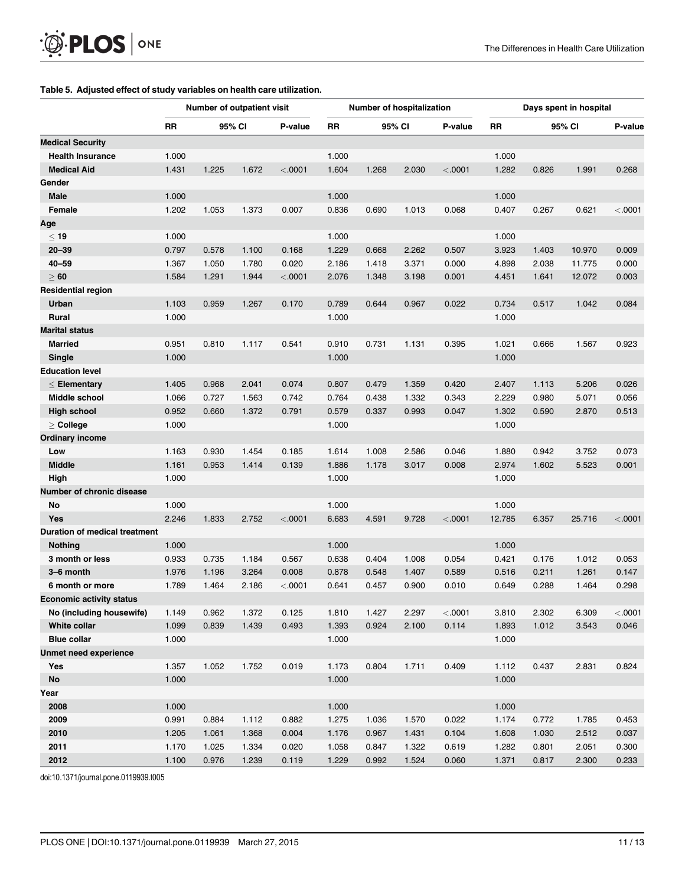**Table 5. Adjusted effect of study variables on health care utilization.**

| | Number of outpatient visit | | | | Number of hospitalization | | | | Days spent in hospital | | | |
|---|---|---|---|---|---|---|---|---|---|---|---|---|
| | RR | 95% CI | | P-value | RR | 95% CI | | P-value | RR | 95% CI | | P-value |
| **Medical Security** | | | | | | | | | | | | |
| **Health Insurance** | 1.000 | | | | 1.000 | | | | 1.000 | | | |
| **Medical Aid** | 1.431 | 1.225 | 1.672 | <.0001 | 1.604 | 1.268 | 2.030 | <.0001 | 1.282 | 0.826 | 1.991 | 0.268 |
| **Gender** | | | | | | | | | | | | |
| **Male** | 1.000 | | | | 1.000 | | | | 1.000 | | | |
| **Female** | 1.202 | 1.053 | 1.373 | 0.007 | 0.836 | 0.690 | 1.013 | 0.068 | 0.407 | 0.267 | 0.621 | <.0001 |
| **Age** | | | | | | | | | | | | |
| **≤ 19** | 1.000 | | | | 1.000 | | | | 1.000 | | | |
| **20–39** | 0.797 | 0.578 | 1.100 | 0.168 | 1.229 | 0.668 | 2.262 | 0.507 | 3.923 | 1.403 | 10.970 | 0.009 |
| **40–59** | 1.367 | 1.050 | 1.780 | 0.020 | 2.186 | 1.418 | 3.371 | 0.000 | 4.898 | 2.038 | 11.775 | 0.000 |
| **≥ 60** | 1.584 | 1.291 | 1.944 | <.0001 | 2.076 | 1.348 | 3.198 | 0.001 | 4.451 | 1.641 | 12.072 | 0.003 |
| **Residential region** | | | | | | | | | | | | |
| **Urban** | 1.103 | 0.959 | 1.267 | 0.170 | 0.789 | 0.644 | 0.967 | 0.022 | 0.734 | 0.517 | 1.042 | 0.084 |
| **Rural** | 1.000 | | | | 1.000 | | | | 1.000 | | | |
| **Marital status** | | | | | | | | | | | | |
| **Married** | 0.951 | 0.810 | 1.117 | 0.541 | 0.910 | 0.731 | 1.131 | 0.395 | 1.021 | 0.666 | 1.567 | 0.923 |
| **Single** | 1.000 | | | | 1.000 | | | | 1.000 | | | |
| **Education level** | | | | | | | | | | | | |
| **≤ Elementary** | 1.405 | 0.968 | 2.041 | 0.074 | 0.807 | 0.479 | 1.359 | 0.420 | 2.407 | 1.113 | 5.206 | 0.026 |
| **Middle school** | 1.066 | 0.727 | 1.563 | 0.742 | 0.764 | 0.438 | 1.332 | 0.343 | 2.229 | 0.980 | 5.071 | 0.056 |
| **High school** | 0.952 | 0.660 | 1.372 | 0.791 | 0.579 | 0.337 | 0.993 | 0.047 | 1.302 | 0.590 | 2.870 | 0.513 |
| **≥ College** | 1.000 | | | | 1.000 | | | | 1.000 | | | |
| **Ordinary income** | | | | | | | | | | | | |
| **Low** | 1.163 | 0.930 | 1.454 | 0.185 | 1.614 | 1.008 | 2.586 | 0.046 | 1.880 | 0.942 | 3.752 | 0.073 |
| **Middle** | 1.161 | 0.953 | 1.414 | 0.139 | 1.886 | 1.178 | 3.017 | 0.008 | 2.974 | 1.602 | 5.523 | 0.001 |
| **High** | 1.000 | | | | 1.000 | | | | 1.000 | | | |
| **Number of chronic disease** | | | | | | | | | | | | |
| **No** | 1.000 | | | | 1.000 | | | | 1.000 | | | |
| **Yes** | 2.246 | 1.833 | 2.752 | <.0001 | 6.683 | 4.591 | 9.728 | <.0001 | 12.785 | 6.357 | 25.716 | <.0001 |
| **Duration of medical treatment** | | | | | | | | | | | | |
| **Nothing** | 1.000 | | | | 1.000 | | | | 1.000 | | | |
| **3 month or less** | 0.933 | 0.735 | 1.184 | 0.567 | 0.638 | 0.404 | 1.008 | 0.054 | 0.421 | 0.176 | 1.012 | 0.053 |
| **3–6 month** | 1.976 | 1.196 | 3.264 | 0.008 | 0.878 | 0.548 | 1.407 | 0.589 | 0.516 | 0.211 | 1.261 | 0.147 |
| **6 month or more** | 1.789 | 1.464 | 2.186 | <.0001 | 0.641 | 0.457 | 0.900 | 0.010 | 0.649 | 0.288 | 1.464 | 0.298 |
| **Economic activity status** | | | | | | | | | | | | |
| **No (including housewife)** | 1.149 | 0.962 | 1.372 | 0.125 | 1.810 | 1.427 | 2.297 | <.0001 | 3.810 | 2.302 | 6.309 | <.0001 |
| **White collar** | 1.099 | 0.839 | 1.439 | 0.493 | 1.393 | 0.924 | 2.100 | 0.114 | 1.893 | 1.012 | 3.543 | 0.046 |
| **Blue collar** | 1.000 | | | | 1.000 | | | | 1.000 | | | |
| **Unmet need experience** | | | | | | | | | | | | |
| **Yes** | 1.357 | 1.052 | 1.752 | 0.019 | 1.173 | 0.804 | 1.711 | 0.409 | 1.112 | 0.437 | 2.831 | 0.824 |
| **No** | 1.000 | | | | 1.000 | | | | 1.000 | | | |
| **Year** | | | | | | | | | | | | |
| **2008** | 1.000 | | | | 1.000 | | | | 1.000 | | | |
| **2009** | 0.991 | 0.884 | 1.112 | 0.882 | 1.275 | 1.036 | 1.570 | 0.022 | 1.174 | 0.772 | 1.785 | 0.453 |
| **2010** | 1.205 | 1.061 | 1.368 | 0.004 | 1.176 | 0.967 | 1.431 | 0.104 | 1.608 | 1.030 | 2.512 | 0.037 |
| **2011** | 1.170 | 1.025 | 1.334 | 0.020 | 1.058 | 0.847 | 1.322 | 0.619 | 1.282 | 0.801 | 2.051 | 0.300 |
| **2012** | 1.100 | 0.976 | 1.239 | 0.119 | 1.229 | 0.992 | 1.524 | 0.060 | 1.371 | 0.817 | 2.300 | 0.233 |

doi:10.1371/journal.pone.0119939.t005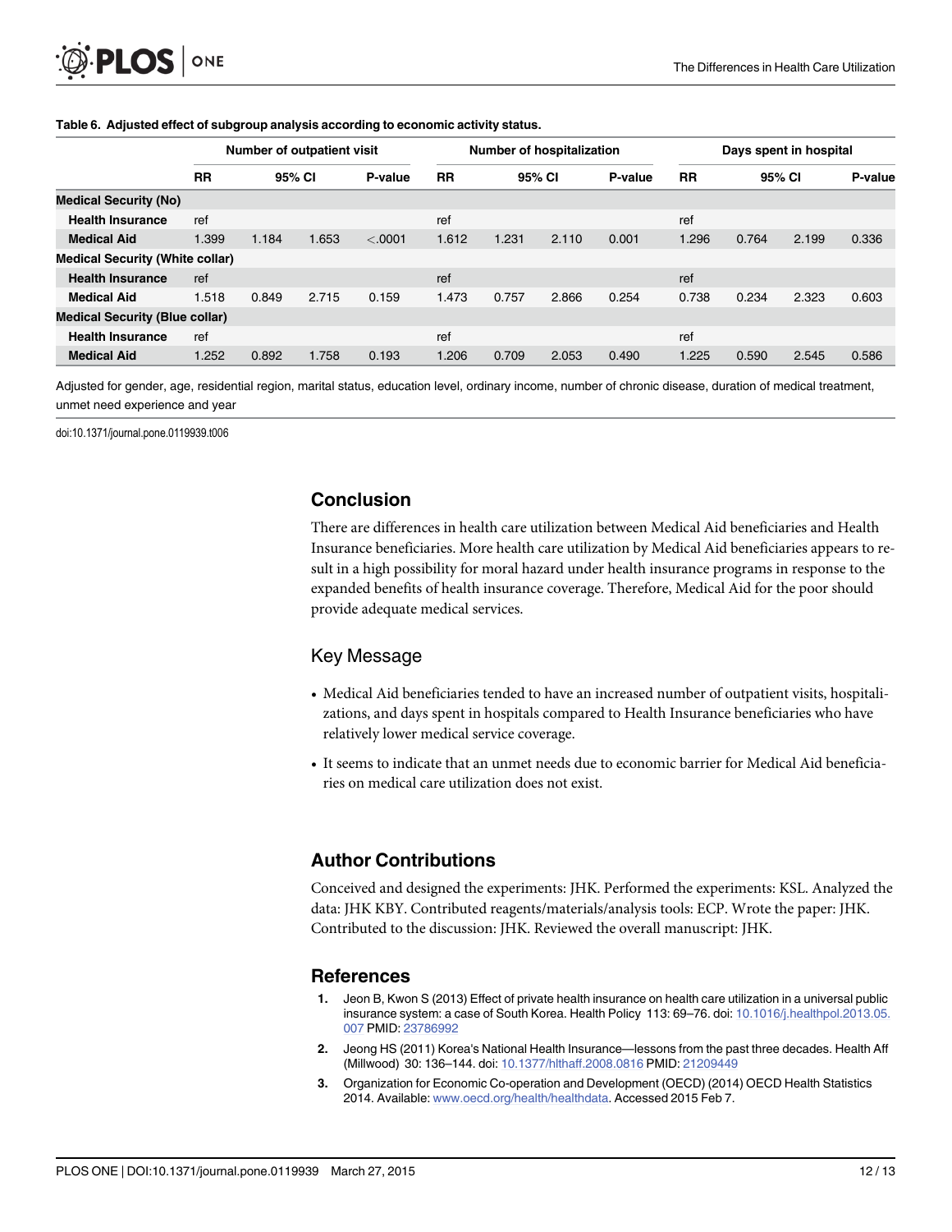**Table 6. Adjusted effect of subgroup analysis according to economic activity status.**

| | Number of outpatient visit | | | | Number of hospitalization | | | | Days spent in hospital | | | |
|---|---|---|---|---|---|---|---|---|---|---|---|---|
| | RR | 95% CI | | P-value | RR | 95% CI | | P-value | RR | 95% CI | | P-value |
| **Medical Security (No)** | | | | | | | | | | | | |
| **Health Insurance** | ref | | | | ref | | | | ref | | | |
| **Medical Aid** | 1.399 | 1.184 | 1.653 | <.0001 | 1.612 | 1.231 | 2.110 | 0.001 | 1.296 | 0.764 | 2.199 | 0.336 |
| **Medical Security (White collar)** | | | | | | | | | | | | |
| **Health Insurance** | ref | | | | ref | | | | ref | | | |
| **Medical Aid** | 1.518 | 0.849 | 2.715 | 0.159 | 1.473 | 0.757 | 2.866 | 0.254 | 0.738 | 0.234 | 2.323 | 0.603 |
| **Medical Security (Blue collar)** | | | | | | | | | | | | |
| **Health Insurance** | ref | | | | ref | | | | ref | | | |
| **Medical Aid** | 1.252 | 0.892 | 1.758 | 0.193 | 1.206 | 0.709 | 2.053 | 0.490 | 1.225 | 0.590 | 2.545 | 0.586 |

Adjusted for gender, age, residential region, marital status, education level, ordinary income, number of chronic disease, duration of medical treatment, unmet need experience and year

doi:10.1371/journal.pone.0119939.t006

## Conclusion

There are differences in health care utilization between Medical Aid beneficiaries and Health Insurance beneficiaries. More health care utilization by Medical Aid beneficiaries appears to result in a high possibility for moral hazard under health insurance programs in response to the expanded benefits of health insurance coverage. Therefore, Medical Aid for the poor should provide adequate medical services.

### Key Message

- Medical Aid beneficiaries tended to have an increased number of outpatient visits, hospitalizations, and days spent in hospitals compared to Health Insurance beneficiaries who have relatively lower medical service coverage.
- It seems to indicate that an unmet needs due to economic barrier for Medical Aid beneficiaries on medical care utilization does not exist.

## Author Contributions

Conceived and designed the experiments: JHK. Performed the experiments: KSL. Analyzed the data: JHK KBY. Contributed reagents/materials/analysis tools: ECP. Wrote the paper: JHK. Contributed to the discussion: JHK. Reviewed the overall manuscript: JHK.

## References

1. Jeon B, Kwon S (2013) Effect of private health insurance on health care utilization in a universal public insurance system: a case of South Korea. Health Policy 113: 69–76. doi: 10.1016/j.healthpol.2013.05.007 PMID: 23786992
2. Jeong HS (2011) Korea's National Health Insurance—lessons from the past three decades. Health Aff (Millwood) 30: 136–144. doi: 10.1377/hlthaff.2008.0816 PMID: 21209449
3. Organization for Economic Co-operation and Development (OECD) (2014) OECD Health Statistics 2014. Available: www.oecd.org/health/healthdata. Accessed 2015 Feb 7.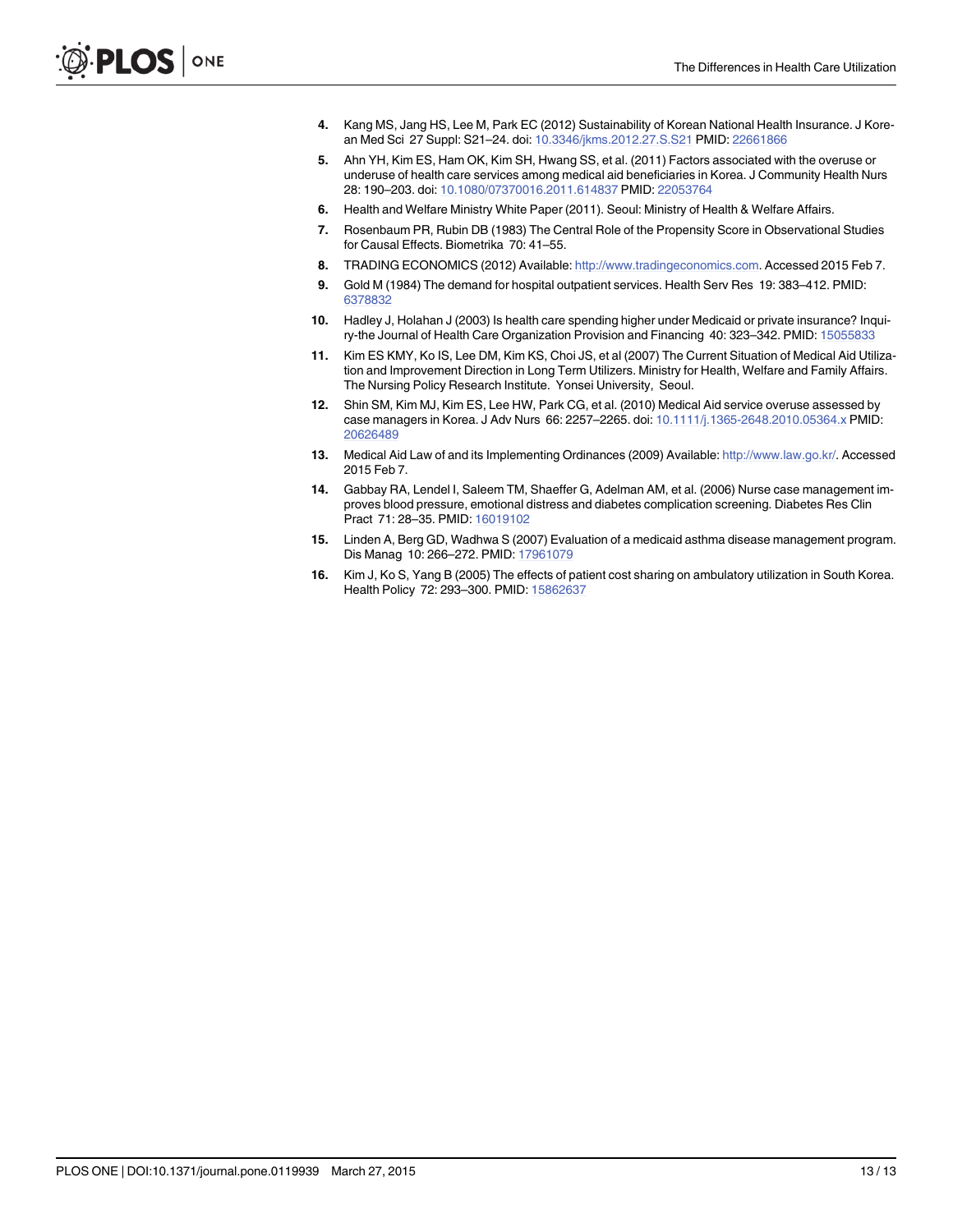4. Kang MS, Jang HS, Lee M, Park EC (2012) Sustainability of Korean National Health Insurance. J Korean Med Sci 27 Suppl: S21–24. doi: 10.3346/jkms.2012.27.S.S21 PMID: 22661866
5. Ahn YH, Kim ES, Ham OK, Kim SH, Hwang SS, et al. (2011) Factors associated with the overuse or underuse of health care services among medical aid beneficiaries in Korea. J Community Health Nurs 28: 190–203. doi: 10.1080/07370016.2011.614837 PMID: 22053764
6. Health and Welfare Ministry White Paper (2011). Seoul: Ministry of Health & Welfare Affairs.
7. Rosenbaum PR, Rubin DB (1983) The Central Role of the Propensity Score in Observational Studies for Causal Effects. Biometrika 70: 41–55.
8. TRADING ECONOMICS (2012) Available: http://www.tradingeconomics.com. Accessed 2015 Feb 7.
9. Gold M (1984) The demand for hospital outpatient services. Health Serv Res 19: 383–412. PMID: 6378832
10. Hadley J, Holahan J (2003) Is health care spending higher under Medicaid or private insurance? Inquiry-the Journal of Health Care Organization Provision and Financing 40: 323–342. PMID: 15055833
11. Kim ES KMY, Ko IS, Lee DM, Kim KS, Choi JS, et al (2007) The Current Situation of Medical Aid Utilization and Improvement Direction in Long Term Utilizers. Ministry for Health, Welfare and Family Affairs. The Nursing Policy Research Institute. Yonsei University, Seoul.
12. Shin SM, Kim MJ, Kim ES, Lee HW, Park CG, et al. (2010) Medical Aid service overuse assessed by case managers in Korea. J Adv Nurs 66: 2257–2265. doi: 10.1111/j.1365-2648.2010.05364.x PMID: 20626489
13. Medical Aid Law of and its Implementing Ordinances (2009) Available: http://www.law.go.kr/. Accessed 2015 Feb 7.
14. Gabbay RA, Lendel I, Saleem TM, Shaeffer G, Adelman AM, et al. (2006) Nurse case management improves blood pressure, emotional distress and diabetes complication screening. Diabetes Res Clin Pract 71: 28–35. PMID: 16019102
15. Linden A, Berg GD, Wadhwa S (2007) Evaluation of a medicaid asthma disease management program. Dis Manag 10: 266–272. PMID: 17961079
16. Kim J, Ko S, Yang B (2005) The effects of patient cost sharing on ambulatory utilization in South Korea. Health Policy 72: 293–300. PMID: 15862637